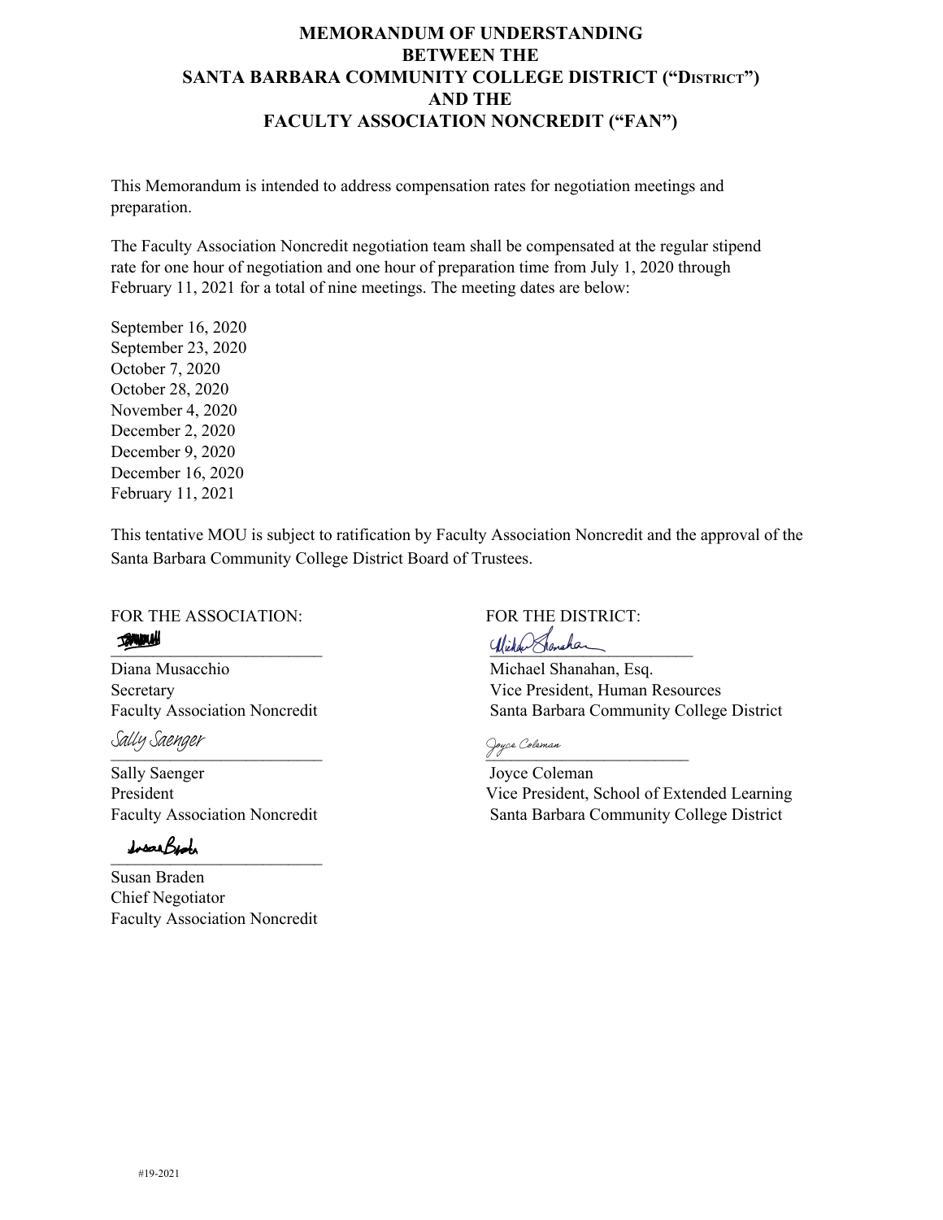# MEMORANDUM OF UNDERSTANDING BETWEEN THE SANTA BARBARA COMMUNITY COLLEGE DISTRICT ("DISTRICT") AND THE FACULTY ASSOCIATION NONCREDIT ("FAN")

This Memorandum is intended to address compensation rates for negotiation meetings and preparation.

The Faculty Association Noncredit negotiation team shall be compensated at the regular stipend rate for one hour of negotiation and one hour of preparation time from July 1, 2020 through February 11, 2021 for a total of nine meetings. The meeting dates are below:

September 16, 2020
September 23, 2020
October 7, 2020
October 28, 2020
November 4, 2020
December 2, 2020
December 9, 2020
December 16, 2020
February 11, 2021

This tentative MOU is subject to ratification by Faculty Association Noncredit and the approval of the Santa Barbara Community College District Board of Trustees.

FOR THE ASSOCIATION:

Diana Musacchio
Secretary
Faculty Association Noncredit

Sally Saenger
Sally Saenger
President
Faculty Association Noncredit

Susan Braden
Chief Negotiator
Faculty Association Noncredit

FOR THE DISTRICT:

Michael Shanahan, Esq.
Vice President, Human Resources
Santa Barbara Community College District

Joyce Coleman
Joyce Coleman
Vice President, School of Extended Learning
Santa Barbara Community College District

#19-2021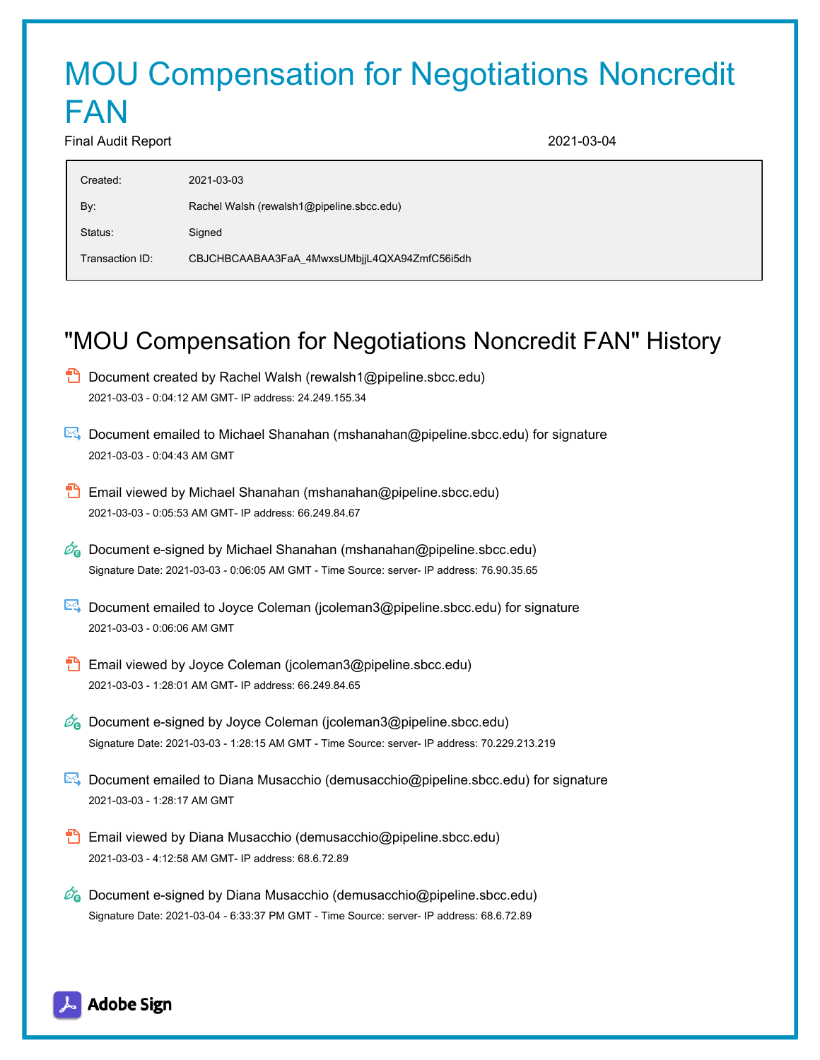# MOU Compensation for Negotiations Noncredit FAN

Final Audit Report 2021-03-04

| | |
|---|---|
| Created: | 2021-03-03 |
| By: | Rachel Walsh (rewalsh1@pipeline.sbcc.edu) |
| Status: | Signed |
| Transaction ID: | CBJCHBCAABAA3FaA_4MwxsUMbjjL4QXA94ZmfC56i5dh |

## "MOU Compensation for Negotiations Noncredit FAN" History

- Document created by Rachel Walsh (rewalsh1@pipeline.sbcc.edu)
  2021-03-03 - 0:04:12 AM GMT- IP address: 24.249.155.34

- Document emailed to Michael Shanahan (mshanahan@pipeline.sbcc.edu) for signature
  2021-03-03 - 0:04:43 AM GMT

- Email viewed by Michael Shanahan (mshanahan@pipeline.sbcc.edu)
  2021-03-03 - 0:05:53 AM GMT- IP address: 66.249.84.67

- Document e-signed by Michael Shanahan (mshanahan@pipeline.sbcc.edu)
  Signature Date: 2021-03-03 - 0:06:05 AM GMT - Time Source: server- IP address: 76.90.35.65

- Document emailed to Joyce Coleman (jcoleman3@pipeline.sbcc.edu) for signature
  2021-03-03 - 0:06:06 AM GMT

- Email viewed by Joyce Coleman (jcoleman3@pipeline.sbcc.edu)
  2021-03-03 - 1:28:01 AM GMT- IP address: 66.249.84.65

- Document e-signed by Joyce Coleman (jcoleman3@pipeline.sbcc.edu)
  Signature Date: 2021-03-03 - 1:28:15 AM GMT - Time Source: server- IP address: 70.229.213.219

- Document emailed to Diana Musacchio (demusacchio@pipeline.sbcc.edu) for signature
  2021-03-03 - 1:28:17 AM GMT

- Email viewed by Diana Musacchio (demusacchio@pipeline.sbcc.edu)
  2021-03-03 - 4:12:58 AM GMT- IP address: 68.6.72.89

- Document e-signed by Diana Musacchio (demusacchio@pipeline.sbcc.edu)
  Signature Date: 2021-03-04 - 6:33:37 PM GMT - Time Source: server- IP address: 68.6.72.89

Adobe Sign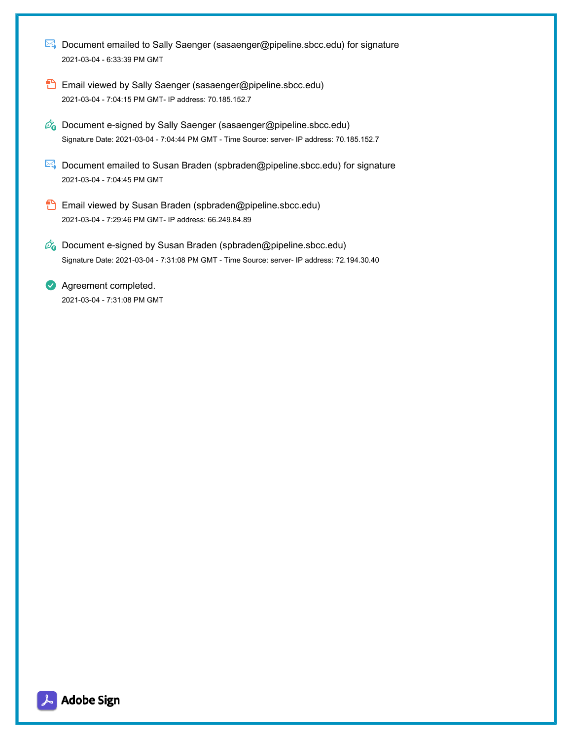Document emailed to Sally Saenger (sasaenger@pipeline.sbcc.edu) for signature
2021-03-04 - 6:33:39 PM GMT

Email viewed by Sally Saenger (sasaenger@pipeline.sbcc.edu)
2021-03-04 - 7:04:15 PM GMT- IP address: 70.185.152.7

Document e-signed by Sally Saenger (sasaenger@pipeline.sbcc.edu)
Signature Date: 2021-03-04 - 7:04:44 PM GMT - Time Source: server- IP address: 70.185.152.7

Document emailed to Susan Braden (spbraden@pipeline.sbcc.edu) for signature
2021-03-04 - 7:04:45 PM GMT

Email viewed by Susan Braden (spbraden@pipeline.sbcc.edu)
2021-03-04 - 7:29:46 PM GMT- IP address: 66.249.84.89

Document e-signed by Susan Braden (spbraden@pipeline.sbcc.edu)
Signature Date: 2021-03-04 - 7:31:08 PM GMT - Time Source: server- IP address: 72.194.30.40

Agreement completed.
2021-03-04 - 7:31:08 PM GMT

Adobe Sign